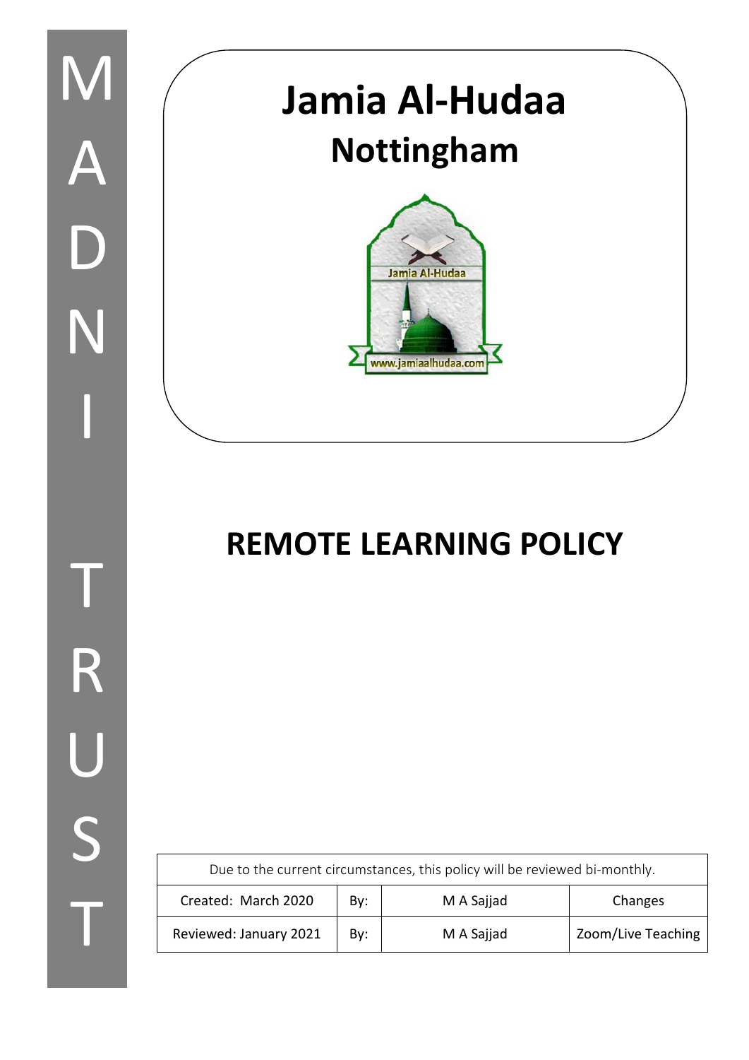MADNI TRUST

# Jamia Al-Hudaa
## Nottingham

Jamia Al-Hudaa

www.jamiaalhudaa.com

# REMOTE LEARNING POLICY

| Due to the current circumstances, this policy will be reviewed bi-monthly. | | | |
|---|---|---|---|
| Created: March 2020 | By: | M A Sajjad | Changes |
| Reviewed: January 2021 | By: | M A Sajjad | Zoom/Live Teaching |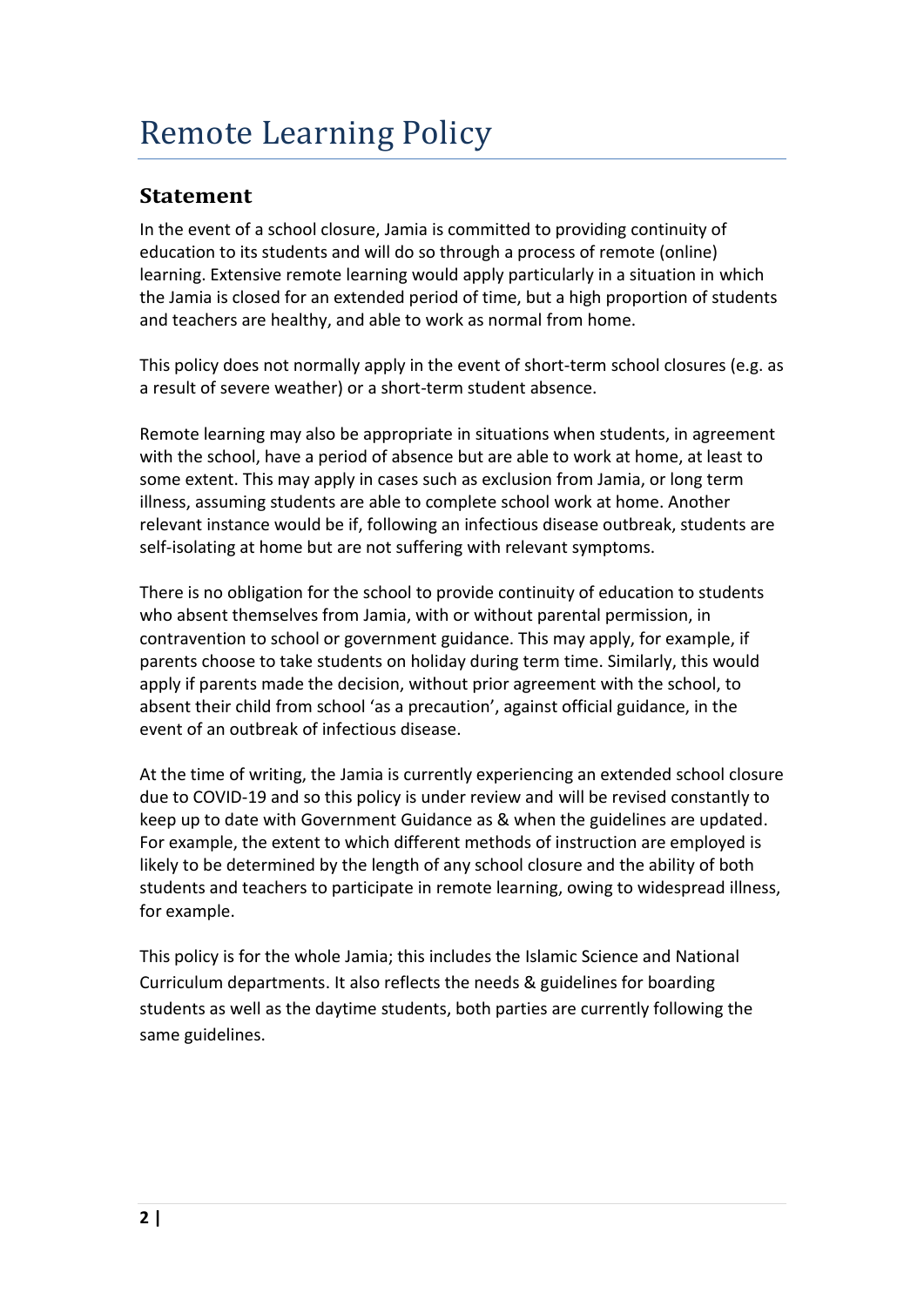# Remote Learning Policy

## Statement

In the event of a school closure, Jamia is committed to providing continuity of education to its students and will do so through a process of remote (online) learning. Extensive remote learning would apply particularly in a situation in which the Jamia is closed for an extended period of time, but a high proportion of students and teachers are healthy, and able to work as normal from home.

This policy does not normally apply in the event of short-term school closures (e.g. as a result of severe weather) or a short-term student absence.

Remote learning may also be appropriate in situations when students, in agreement with the school, have a period of absence but are able to work at home, at least to some extent. This may apply in cases such as exclusion from Jamia, or long term illness, assuming students are able to complete school work at home. Another relevant instance would be if, following an infectious disease outbreak, students are self-isolating at home but are not suffering with relevant symptoms.

There is no obligation for the school to provide continuity of education to students who absent themselves from Jamia, with or without parental permission, in contravention to school or government guidance. This may apply, for example, if parents choose to take students on holiday during term time. Similarly, this would apply if parents made the decision, without prior agreement with the school, to absent their child from school 'as a precaution', against official guidance, in the event of an outbreak of infectious disease.

At the time of writing, the Jamia is currently experiencing an extended school closure due to COVID-19 and so this policy is under review and will be revised constantly to keep up to date with Government Guidance as & when the guidelines are updated. For example, the extent to which different methods of instruction are employed is likely to be determined by the length of any school closure and the ability of both students and teachers to participate in remote learning, owing to widespread illness, for example.

This policy is for the whole Jamia; this includes the Islamic Science and National Curriculum departments. It also reflects the needs & guidelines for boarding students as well as the daytime students, both parties are currently following the same guidelines.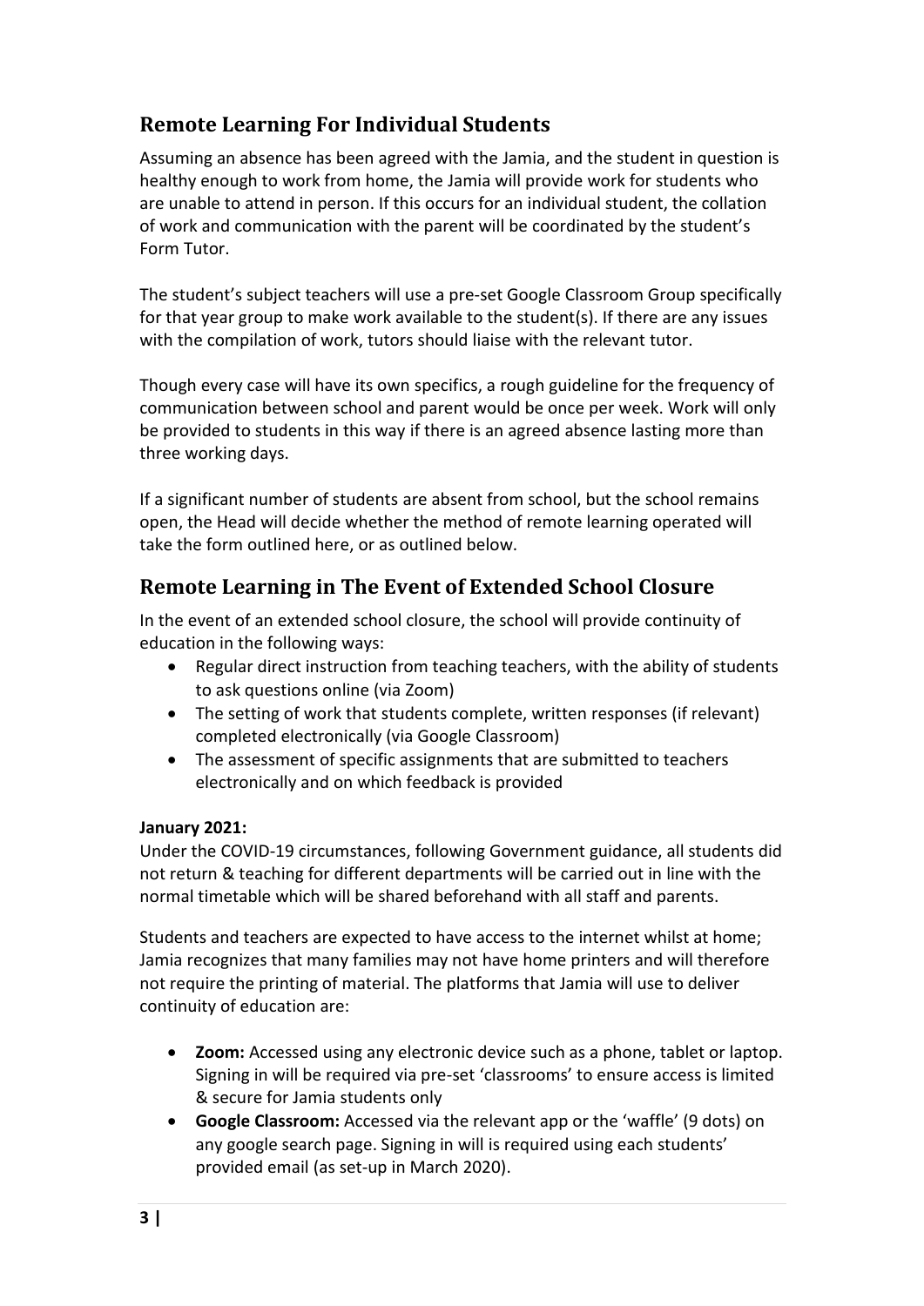## Remote Learning For Individual Students

Assuming an absence has been agreed with the Jamia, and the student in question is healthy enough to work from home, the Jamia will provide work for students who are unable to attend in person. If this occurs for an individual student, the collation of work and communication with the parent will be coordinated by the student's Form Tutor.

The student's subject teachers will use a pre-set Google Classroom Group specifically for that year group to make work available to the student(s). If there are any issues with the compilation of work, tutors should liaise with the relevant tutor.

Though every case will have its own specifics, a rough guideline for the frequency of communication between school and parent would be once per week. Work will only be provided to students in this way if there is an agreed absence lasting more than three working days.

If a significant number of students are absent from school, but the school remains open, the Head will decide whether the method of remote learning operated will take the form outlined here, or as outlined below.

## Remote Learning in The Event of Extended School Closure

In the event of an extended school closure, the school will provide continuity of education in the following ways:

- Regular direct instruction from teaching teachers, with the ability of students to ask questions online (via Zoom)
- The setting of work that students complete, written responses (if relevant) completed electronically (via Google Classroom)
- The assessment of specific assignments that are submitted to teachers electronically and on which feedback is provided

**January 2021:**
Under the COVID-19 circumstances, following Government guidance, all students did not return & teaching for different departments will be carried out in line with the normal timetable which will be shared beforehand with all staff and parents.

Students and teachers are expected to have access to the internet whilst at home; Jamia recognizes that many families may not have home printers and will therefore not require the printing of material. The platforms that Jamia will use to deliver continuity of education are:

- **Zoom:** Accessed using any electronic device such as a phone, tablet or laptop. Signing in will be required via pre-set 'classrooms' to ensure access is limited & secure for Jamia students only
- **Google Classroom:** Accessed via the relevant app or the 'waffle' (9 dots) on any google search page. Signing in will is required using each students' provided email (as set-up in March 2020).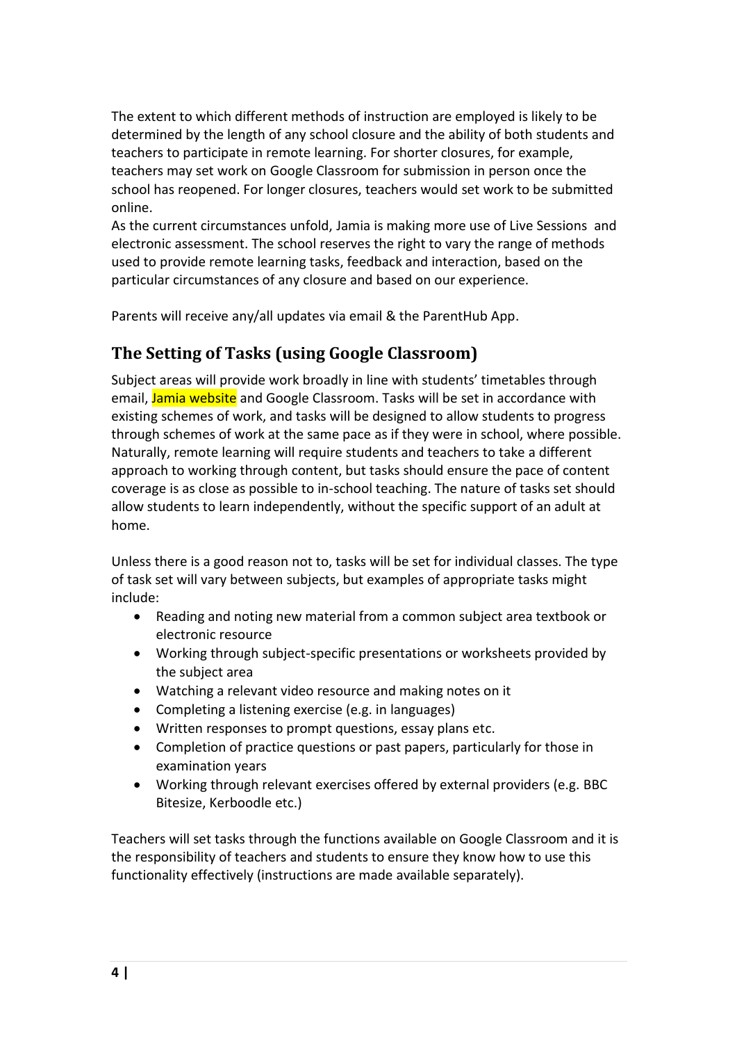The extent to which different methods of instruction are employed is likely to be determined by the length of any school closure and the ability of both students and teachers to participate in remote learning. For shorter closures, for example, teachers may set work on Google Classroom for submission in person once the school has reopened. For longer closures, teachers would set work to be submitted online.
As the current circumstances unfold, Jamia is making more use of Live Sessions and electronic assessment. The school reserves the right to vary the range of methods used to provide remote learning tasks, feedback and interaction, based on the particular circumstances of any closure and based on our experience.

Parents will receive any/all updates via email & the ParentHub App.

## The Setting of Tasks (using Google Classroom)

Subject areas will provide work broadly in line with students' timetables through email, Jamia website and Google Classroom. Tasks will be set in accordance with existing schemes of work, and tasks will be designed to allow students to progress through schemes of work at the same pace as if they were in school, where possible. Naturally, remote learning will require students and teachers to take a different approach to working through content, but tasks should ensure the pace of content coverage is as close as possible to in-school teaching. The nature of tasks set should allow students to learn independently, without the specific support of an adult at home.

Unless there is a good reason not to, tasks will be set for individual classes. The type of task set will vary between subjects, but examples of appropriate tasks might include:

- Reading and noting new material from a common subject area textbook or electronic resource
- Working through subject-specific presentations or worksheets provided by the subject area
- Watching a relevant video resource and making notes on it
- Completing a listening exercise (e.g. in languages)
- Written responses to prompt questions, essay plans etc.
- Completion of practice questions or past papers, particularly for those in examination years
- Working through relevant exercises offered by external providers (e.g. BBC Bitesize, Kerboodle etc.)

Teachers will set tasks through the functions available on Google Classroom and it is the responsibility of teachers and students to ensure they know how to use this functionality effectively (instructions are made available separately).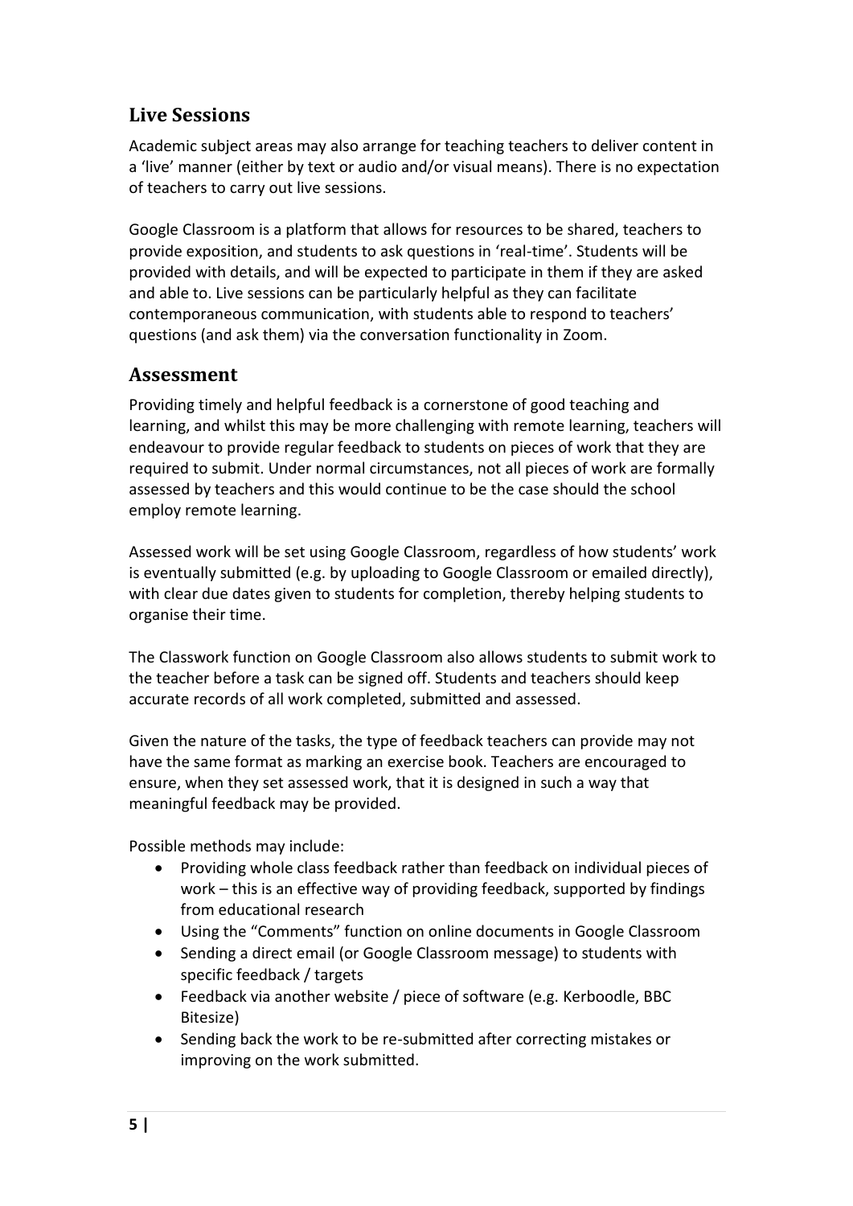## Live Sessions

Academic subject areas may also arrange for teaching teachers to deliver content in a 'live' manner (either by text or audio and/or visual means). There is no expectation of teachers to carry out live sessions.

Google Classroom is a platform that allows for resources to be shared, teachers to provide exposition, and students to ask questions in 'real-time'. Students will be provided with details, and will be expected to participate in them if they are asked and able to. Live sessions can be particularly helpful as they can facilitate contemporaneous communication, with students able to respond to teachers' questions (and ask them) via the conversation functionality in Zoom.

## Assessment

Providing timely and helpful feedback is a cornerstone of good teaching and learning, and whilst this may be more challenging with remote learning, teachers will endeavour to provide regular feedback to students on pieces of work that they are required to submit. Under normal circumstances, not all pieces of work are formally assessed by teachers and this would continue to be the case should the school employ remote learning.

Assessed work will be set using Google Classroom, regardless of how students' work is eventually submitted (e.g. by uploading to Google Classroom or emailed directly), with clear due dates given to students for completion, thereby helping students to organise their time.

The Classwork function on Google Classroom also allows students to submit work to the teacher before a task can be signed off. Students and teachers should keep accurate records of all work completed, submitted and assessed.

Given the nature of the tasks, the type of feedback teachers can provide may not have the same format as marking an exercise book. Teachers are encouraged to ensure, when they set assessed work, that it is designed in such a way that meaningful feedback may be provided.

Possible methods may include:

- Providing whole class feedback rather than feedback on individual pieces of work – this is an effective way of providing feedback, supported by findings from educational research
- Using the "Comments" function on online documents in Google Classroom
- Sending a direct email (or Google Classroom message) to students with specific feedback / targets
- Feedback via another website / piece of software (e.g. Kerboodle, BBC Bitesize)
- Sending back the work to be re-submitted after correcting mistakes or improving on the work submitted.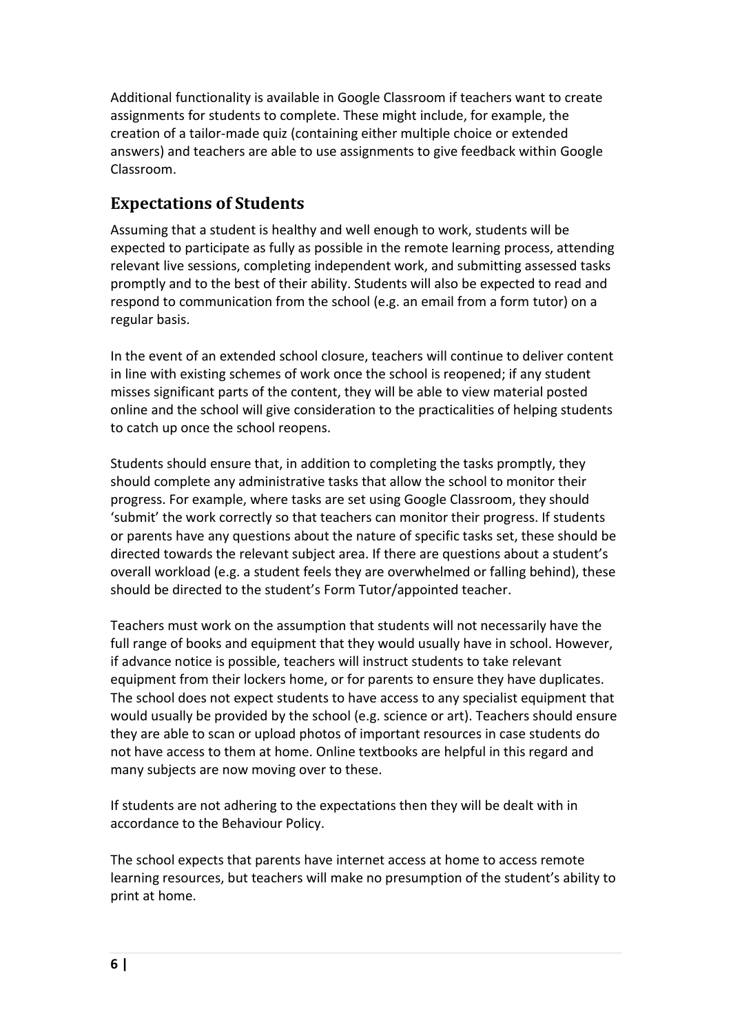Additional functionality is available in Google Classroom if teachers want to create assignments for students to complete. These might include, for example, the creation of a tailor-made quiz (containing either multiple choice or extended answers) and teachers are able to use assignments to give feedback within Google Classroom.

## Expectations of Students

Assuming that a student is healthy and well enough to work, students will be expected to participate as fully as possible in the remote learning process, attending relevant live sessions, completing independent work, and submitting assessed tasks promptly and to the best of their ability. Students will also be expected to read and respond to communication from the school (e.g. an email from a form tutor) on a regular basis.

In the event of an extended school closure, teachers will continue to deliver content in line with existing schemes of work once the school is reopened; if any student misses significant parts of the content, they will be able to view material posted online and the school will give consideration to the practicalities of helping students to catch up once the school reopens.

Students should ensure that, in addition to completing the tasks promptly, they should complete any administrative tasks that allow the school to monitor their progress. For example, where tasks are set using Google Classroom, they should 'submit' the work correctly so that teachers can monitor their progress. If students or parents have any questions about the nature of specific tasks set, these should be directed towards the relevant subject area. If there are questions about a student's overall workload (e.g. a student feels they are overwhelmed or falling behind), these should be directed to the student's Form Tutor/appointed teacher.

Teachers must work on the assumption that students will not necessarily have the full range of books and equipment that they would usually have in school. However, if advance notice is possible, teachers will instruct students to take relevant equipment from their lockers home, or for parents to ensure they have duplicates. The school does not expect students to have access to any specialist equipment that would usually be provided by the school (e.g. science or art). Teachers should ensure they are able to scan or upload photos of important resources in case students do not have access to them at home. Online textbooks are helpful in this regard and many subjects are now moving over to these.

If students are not adhering to the expectations then they will be dealt with in accordance to the Behaviour Policy.

The school expects that parents have internet access at home to access remote learning resources, but teachers will make no presumption of the student's ability to print at home.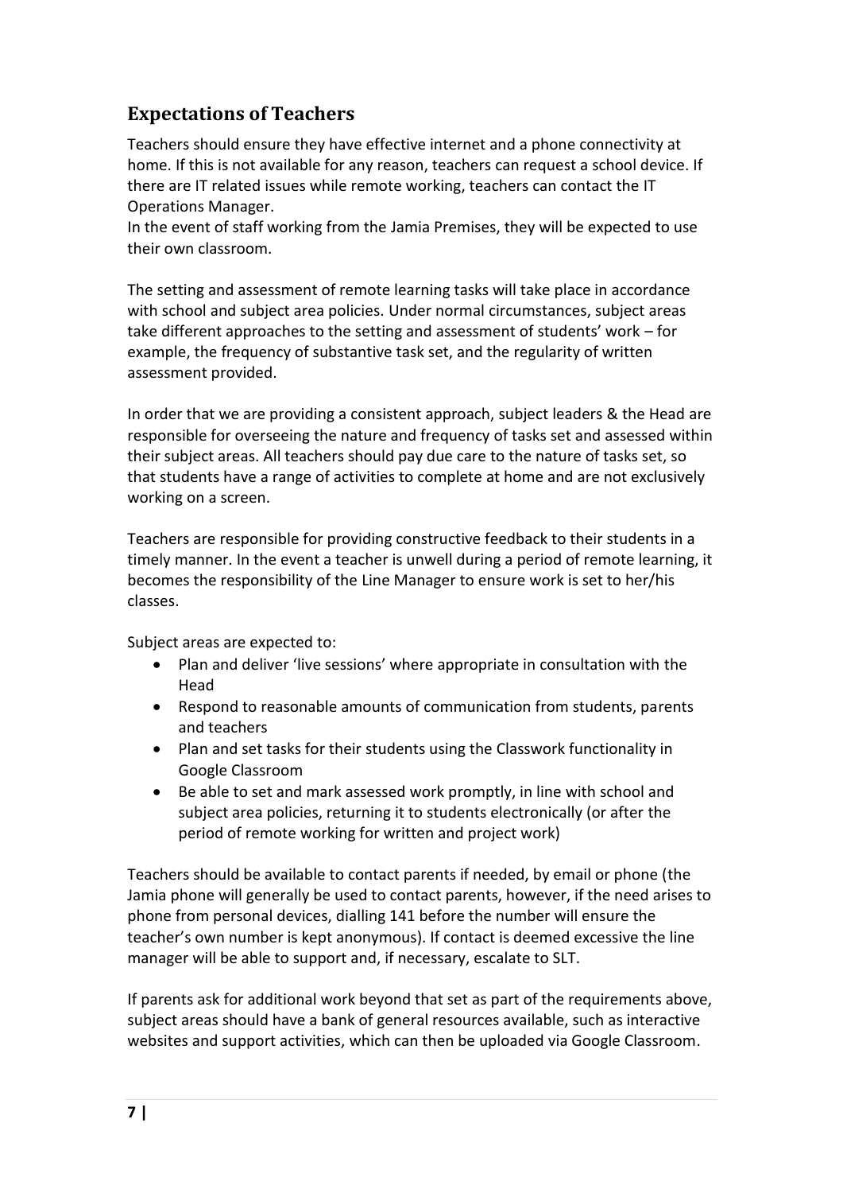## Expectations of Teachers

Teachers should ensure they have effective internet and a phone connectivity at home. If this is not available for any reason, teachers can request a school device. If there are IT related issues while remote working, teachers can contact the IT Operations Manager.
In the event of staff working from the Jamia Premises, they will be expected to use their own classroom.

The setting and assessment of remote learning tasks will take place in accordance with school and subject area policies. Under normal circumstances, subject areas take different approaches to the setting and assessment of students' work – for example, the frequency of substantive task set, and the regularity of written assessment provided.

In order that we are providing a consistent approach, subject leaders & the Head are responsible for overseeing the nature and frequency of tasks set and assessed within their subject areas. All teachers should pay due care to the nature of tasks set, so that students have a range of activities to complete at home and are not exclusively working on a screen.

Teachers are responsible for providing constructive feedback to their students in a timely manner. In the event a teacher is unwell during a period of remote learning, it becomes the responsibility of the Line Manager to ensure work is set to her/his classes.

Subject areas are expected to:

- Plan and deliver 'live sessions' where appropriate in consultation with the Head
- Respond to reasonable amounts of communication from students, parents and teachers
- Plan and set tasks for their students using the Classwork functionality in Google Classroom
- Be able to set and mark assessed work promptly, in line with school and subject area policies, returning it to students electronically (or after the period of remote working for written and project work)

Teachers should be available to contact parents if needed, by email or phone (the Jamia phone will generally be used to contact parents, however, if the need arises to phone from personal devices, dialling 141 before the number will ensure the teacher's own number is kept anonymous). If contact is deemed excessive the line manager will be able to support and, if necessary, escalate to SLT.

If parents ask for additional work beyond that set as part of the requirements above, subject areas should have a bank of general resources available, such as interactive websites and support activities, which can then be uploaded via Google Classroom.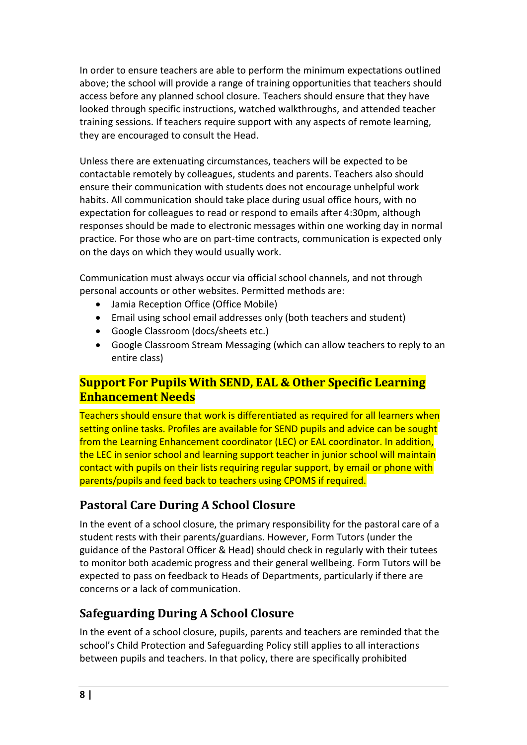In order to ensure teachers are able to perform the minimum expectations outlined above; the school will provide a range of training opportunities that teachers should access before any planned school closure. Teachers should ensure that they have looked through specific instructions, watched walkthroughs, and attended teacher training sessions. If teachers require support with any aspects of remote learning, they are encouraged to consult the Head.

Unless there are extenuating circumstances, teachers will be expected to be contactable remotely by colleagues, students and parents. Teachers also should ensure their communication with students does not encourage unhelpful work habits. All communication should take place during usual office hours, with no expectation for colleagues to read or respond to emails after 4:30pm, although responses should be made to electronic messages within one working day in normal practice. For those who are on part-time contracts, communication is expected only on the days on which they would usually work.

Communication must always occur via official school channels, and not through personal accounts or other websites. Permitted methods are:

- Jamia Reception Office (Office Mobile)
- Email using school email addresses only (both teachers and student)
- Google Classroom (docs/sheets etc.)
- Google Classroom Stream Messaging (which can allow teachers to reply to an entire class)

## Support For Pupils With SEND, EAL & Other Specific Learning Enhancement Needs

Teachers should ensure that work is differentiated as required for all learners when setting online tasks. Profiles are available for SEND pupils and advice can be sought from the Learning Enhancement coordinator (LEC) or EAL coordinator. In addition, the LEC in senior school and learning support teacher in junior school will maintain contact with pupils on their lists requiring regular support, by email or phone with parents/pupils and feed back to teachers using CPOMS if required.

## Pastoral Care During A School Closure

In the event of a school closure, the primary responsibility for the pastoral care of a student rests with their parents/guardians. However, Form Tutors (under the guidance of the Pastoral Officer & Head) should check in regularly with their tutees to monitor both academic progress and their general wellbeing. Form Tutors will be expected to pass on feedback to Heads of Departments, particularly if there are concerns or a lack of communication.

## Safeguarding During A School Closure

In the event of a school closure, pupils, parents and teachers are reminded that the school's Child Protection and Safeguarding Policy still applies to all interactions between pupils and teachers. In that policy, there are specifically prohibited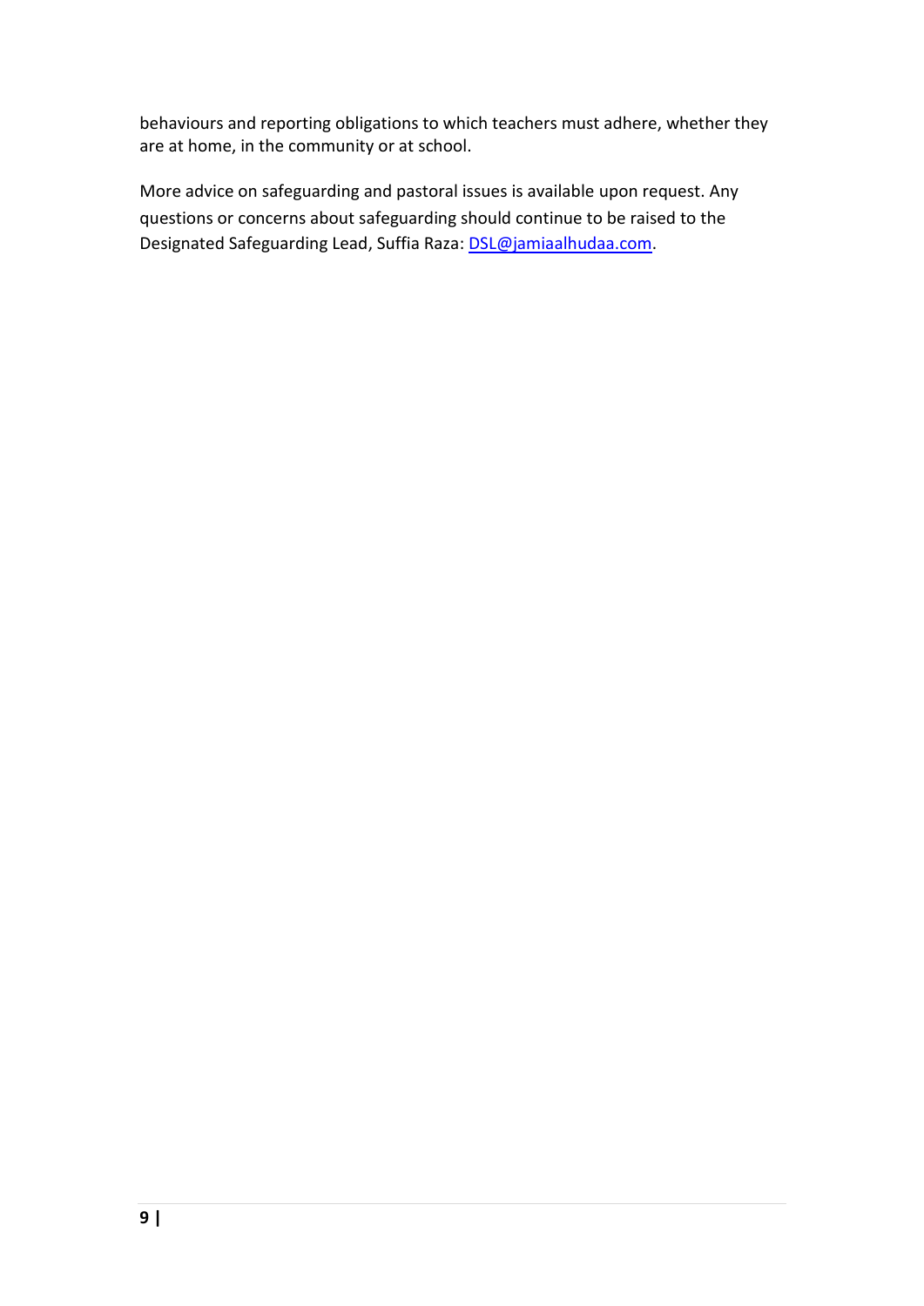behaviours and reporting obligations to which teachers must adhere, whether they are at home, in the community or at school.

More advice on safeguarding and pastoral issues is available upon request. Any questions or concerns about safeguarding should continue to be raised to the Designated Safeguarding Lead, Suffia Raza: DSL@jamiaalhudaa.com.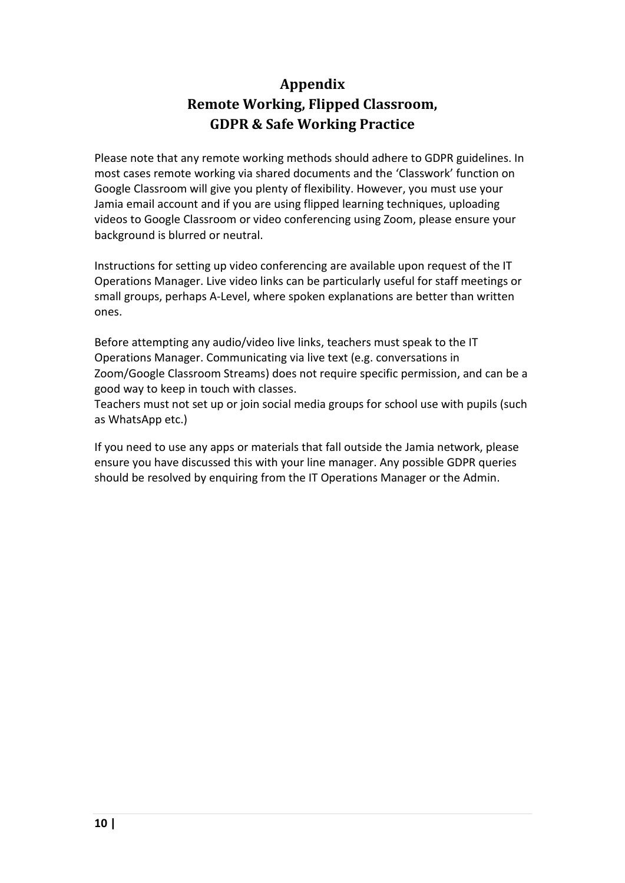# Appendix
# Remote Working, Flipped Classroom, GDPR & Safe Working Practice

Please note that any remote working methods should adhere to GDPR guidelines. In most cases remote working via shared documents and the 'Classwork' function on Google Classroom will give you plenty of flexibility. However, you must use your Jamia email account and if you are using flipped learning techniques, uploading videos to Google Classroom or video conferencing using Zoom, please ensure your background is blurred or neutral.

Instructions for setting up video conferencing are available upon request of the IT Operations Manager. Live video links can be particularly useful for staff meetings or small groups, perhaps A-Level, where spoken explanations are better than written ones.

Before attempting any audio/video live links, teachers must speak to the IT Operations Manager. Communicating via live text (e.g. conversations in Zoom/Google Classroom Streams) does not require specific permission, and can be a good way to keep in touch with classes.
Teachers must not set up or join social media groups for school use with pupils (such as WhatsApp etc.)

If you need to use any apps or materials that fall outside the Jamia network, please ensure you have discussed this with your line manager. Any possible GDPR queries should be resolved by enquiring from the IT Operations Manager or the Admin.